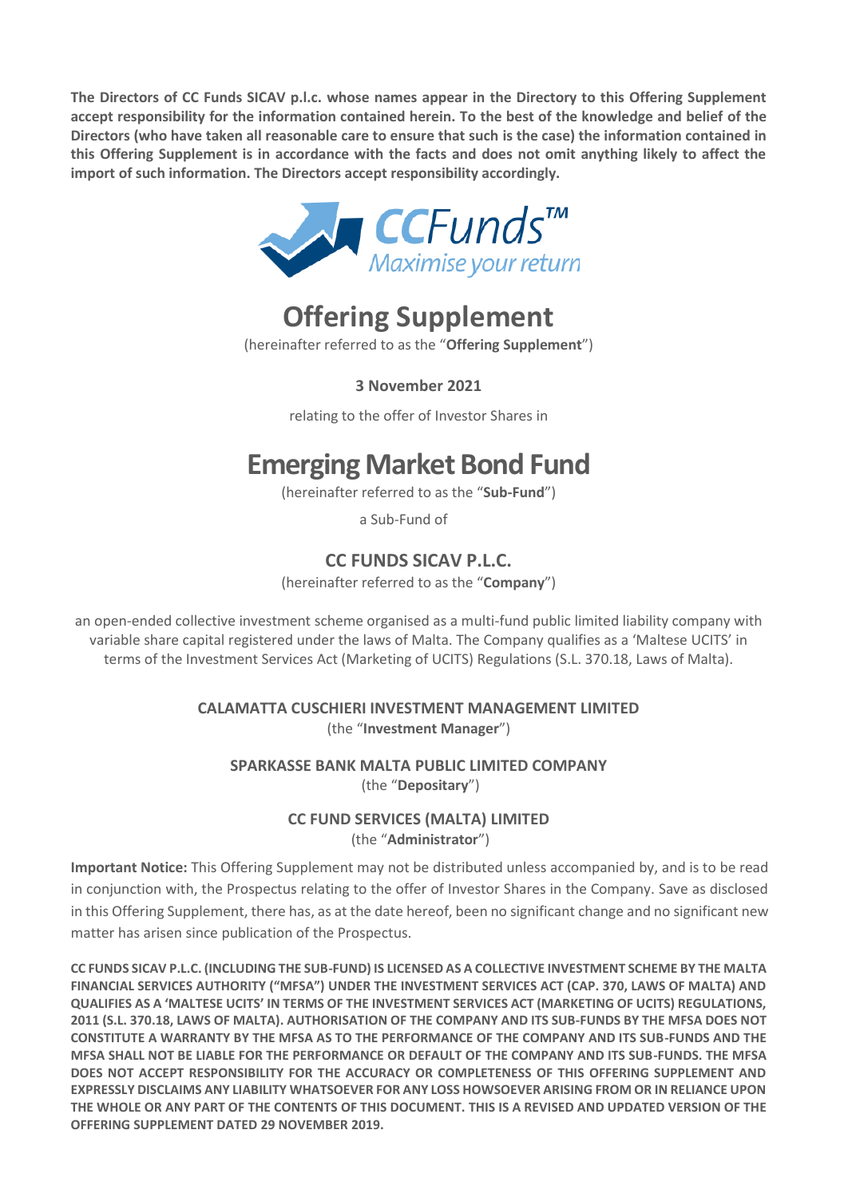**The Directors of CC Funds SICAV p.l.c. whose names appear in the Directory to this Offering Supplement accept responsibility for the information contained herein. To the best of the knowledge and belief of the Directors (who have taken all reasonable care to ensure that such is the case) the information contained in this Offering Supplement is in accordance with the facts and does not omit anything likely to affect the import of such information. The Directors accept responsibility accordingly.**

CCFunds™
Maximise your return

# Offering Supplement

(hereinafter referred to as the "**Offering Supplement**")

**3 November 2021**

relating to the offer of Investor Shares in

# Emerging Market Bond Fund

(hereinafter referred to as the "**Sub-Fund**")

a Sub-Fund of

## CC FUNDS SICAV P.L.C.

(hereinafter referred to as the "**Company**")

an open-ended collective investment scheme organised as a multi-fund public limited liability company with variable share capital registered under the laws of Malta. The Company qualifies as a 'Maltese UCITS' in terms of the Investment Services Act (Marketing of UCITS) Regulations (S.L. 370.18, Laws of Malta).

**CALAMATTA CUSCHIERI INVESTMENT MANAGEMENT LIMITED**
(the "**Investment Manager**")

**SPARKASSE BANK MALTA PUBLIC LIMITED COMPANY**
(the "**Depositary**")

**CC FUND SERVICES (MALTA) LIMITED**
(the "**Administrator**")

**Important Notice:** This Offering Supplement may not be distributed unless accompanied by, and is to be read in conjunction with, the Prospectus relating to the offer of Investor Shares in the Company. Save as disclosed in this Offering Supplement, there has, as at the date hereof, been no significant change and no significant new matter has arisen since publication of the Prospectus.

**CC FUNDS SICAV P.L.C. (INCLUDING THE SUB-FUND) IS LICENSED AS A COLLECTIVE INVESTMENT SCHEME BY THE MALTA FINANCIAL SERVICES AUTHORITY ("MFSA") UNDER THE INVESTMENT SERVICES ACT (CAP. 370, LAWS OF MALTA) AND QUALIFIES AS A 'MALTESE UCITS' IN TERMS OF THE INVESTMENT SERVICES ACT (MARKETING OF UCITS) REGULATIONS, 2011 (S.L. 370.18, LAWS OF MALTA). AUTHORISATION OF THE COMPANY AND ITS SUB-FUNDS BY THE MFSA DOES NOT CONSTITUTE A WARRANTY BY THE MFSA AS TO THE PERFORMANCE OF THE COMPANY AND ITS SUB-FUNDS AND THE MFSA SHALL NOT BE LIABLE FOR THE PERFORMANCE OR DEFAULT OF THE COMPANY AND ITS SUB-FUNDS. THE MFSA DOES NOT ACCEPT RESPONSIBILITY FOR THE ACCURACY OR COMPLETENESS OF THIS OFFERING SUPPLEMENT AND EXPRESSLY DISCLAIMS ANY LIABILITY WHATSOEVER FOR ANY LOSS HOWSOEVER ARISING FROM OR IN RELIANCE UPON THE WHOLE OR ANY PART OF THE CONTENTS OF THIS DOCUMENT. THIS IS A REVISED AND UPDATED VERSION OF THE OFFERING SUPPLEMENT DATED 29 NOVEMBER 2019.**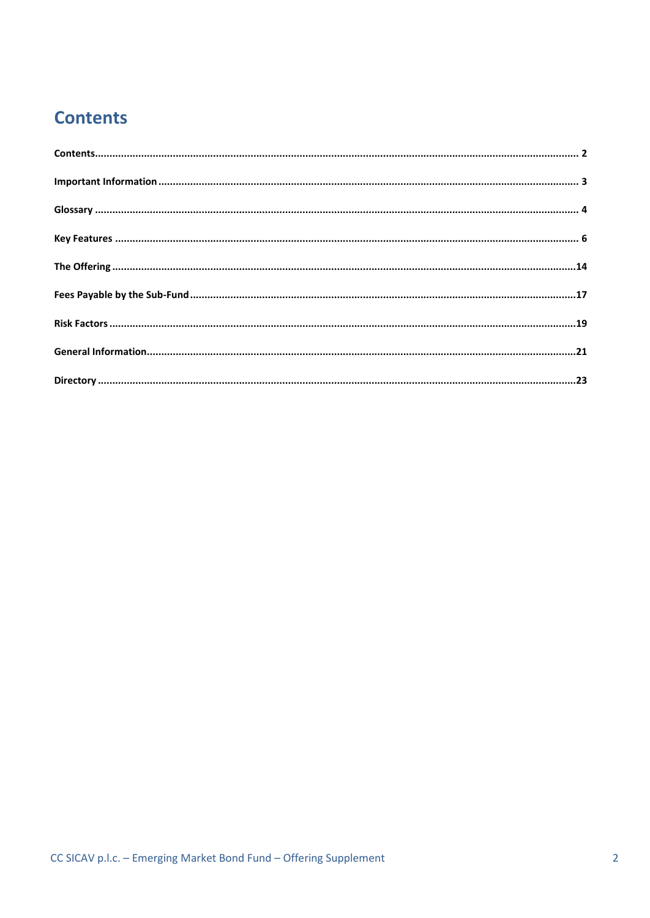# Contents

| | |
|---|---|
| **Contents** | **2** |
| **Important Information** | **3** |
| **Glossary** | **4** |
| **Key Features** | **6** |
| **The Offering** | **14** |
| **Fees Payable by the Sub-Fund** | **17** |
| **Risk Factors** | **19** |
| **General Information** | **21** |
| **Directory** | **23** |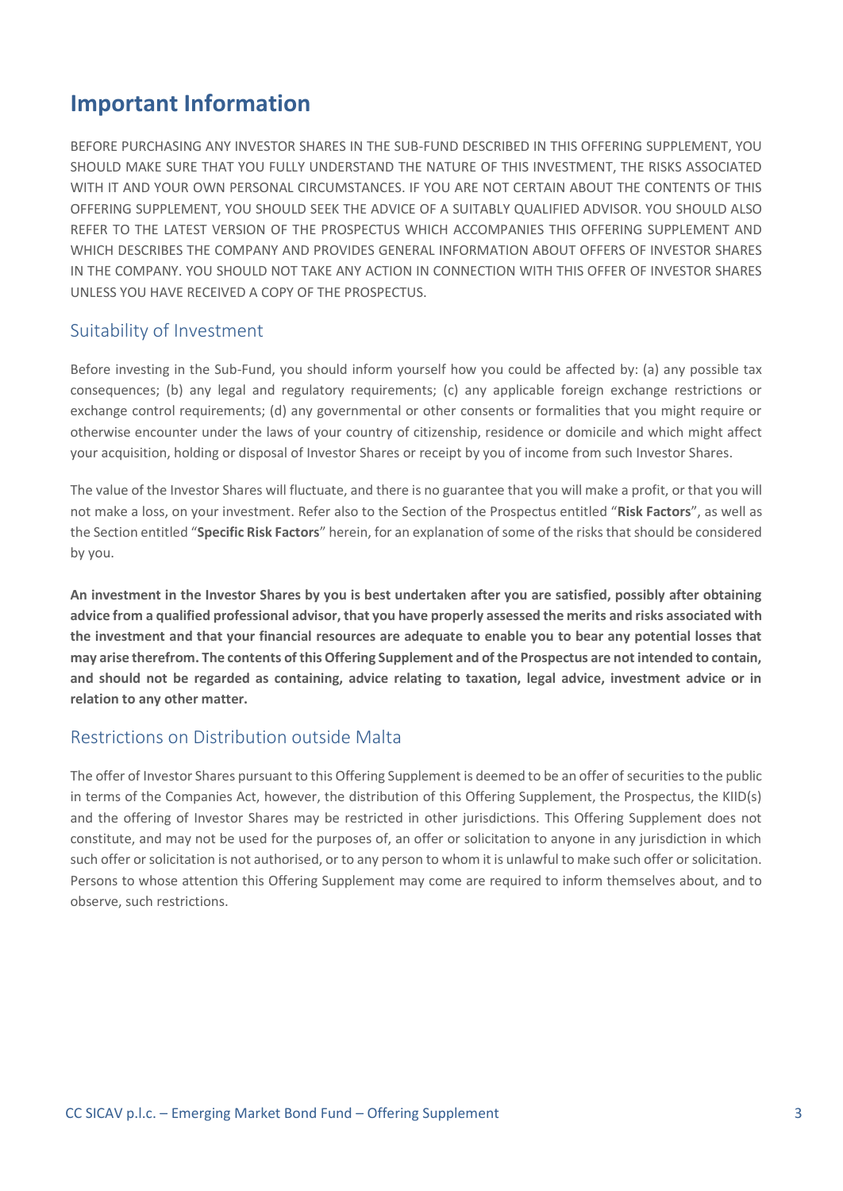# Important Information

BEFORE PURCHASING ANY INVESTOR SHARES IN THE SUB-FUND DESCRIBED IN THIS OFFERING SUPPLEMENT, YOU SHOULD MAKE SURE THAT YOU FULLY UNDERSTAND THE NATURE OF THIS INVESTMENT, THE RISKS ASSOCIATED WITH IT AND YOUR OWN PERSONAL CIRCUMSTANCES. IF YOU ARE NOT CERTAIN ABOUT THE CONTENTS OF THIS OFFERING SUPPLEMENT, YOU SHOULD SEEK THE ADVICE OF A SUITABLY QUALIFIED ADVISOR. YOU SHOULD ALSO REFER TO THE LATEST VERSION OF THE PROSPECTUS WHICH ACCOMPANIES THIS OFFERING SUPPLEMENT AND WHICH DESCRIBES THE COMPANY AND PROVIDES GENERAL INFORMATION ABOUT OFFERS OF INVESTOR SHARES IN THE COMPANY. YOU SHOULD NOT TAKE ANY ACTION IN CONNECTION WITH THIS OFFER OF INVESTOR SHARES UNLESS YOU HAVE RECEIVED A COPY OF THE PROSPECTUS.

## Suitability of Investment

Before investing in the Sub-Fund, you should inform yourself how you could be affected by: (a) any possible tax consequences; (b) any legal and regulatory requirements; (c) any applicable foreign exchange restrictions or exchange control requirements; (d) any governmental or other consents or formalities that you might require or otherwise encounter under the laws of your country of citizenship, residence or domicile and which might affect your acquisition, holding or disposal of Investor Shares or receipt by you of income from such Investor Shares.

The value of the Investor Shares will fluctuate, and there is no guarantee that you will make a profit, or that you will not make a loss, on your investment. Refer also to the Section of the Prospectus entitled "**Risk Factors**", as well as the Section entitled "**Specific Risk Factors**" herein, for an explanation of some of the risks that should be considered by you.

**An investment in the Investor Shares by you is best undertaken after you are satisfied, possibly after obtaining advice from a qualified professional advisor, that you have properly assessed the merits and risks associated with the investment and that your financial resources are adequate to enable you to bear any potential losses that may arise therefrom. The contents of this Offering Supplement and of the Prospectus are not intended to contain, and should not be regarded as containing, advice relating to taxation, legal advice, investment advice or in relation to any other matter.**

## Restrictions on Distribution outside Malta

The offer of Investor Shares pursuant to this Offering Supplement is deemed to be an offer of securities to the public in terms of the Companies Act, however, the distribution of this Offering Supplement, the Prospectus, the KIID(s) and the offering of Investor Shares may be restricted in other jurisdictions. This Offering Supplement does not constitute, and may not be used for the purposes of, an offer or solicitation to anyone in any jurisdiction in which such offer or solicitation is not authorised, or to any person to whom it is unlawful to make such offer or solicitation. Persons to whose attention this Offering Supplement may come are required to inform themselves about, and to observe, such restrictions.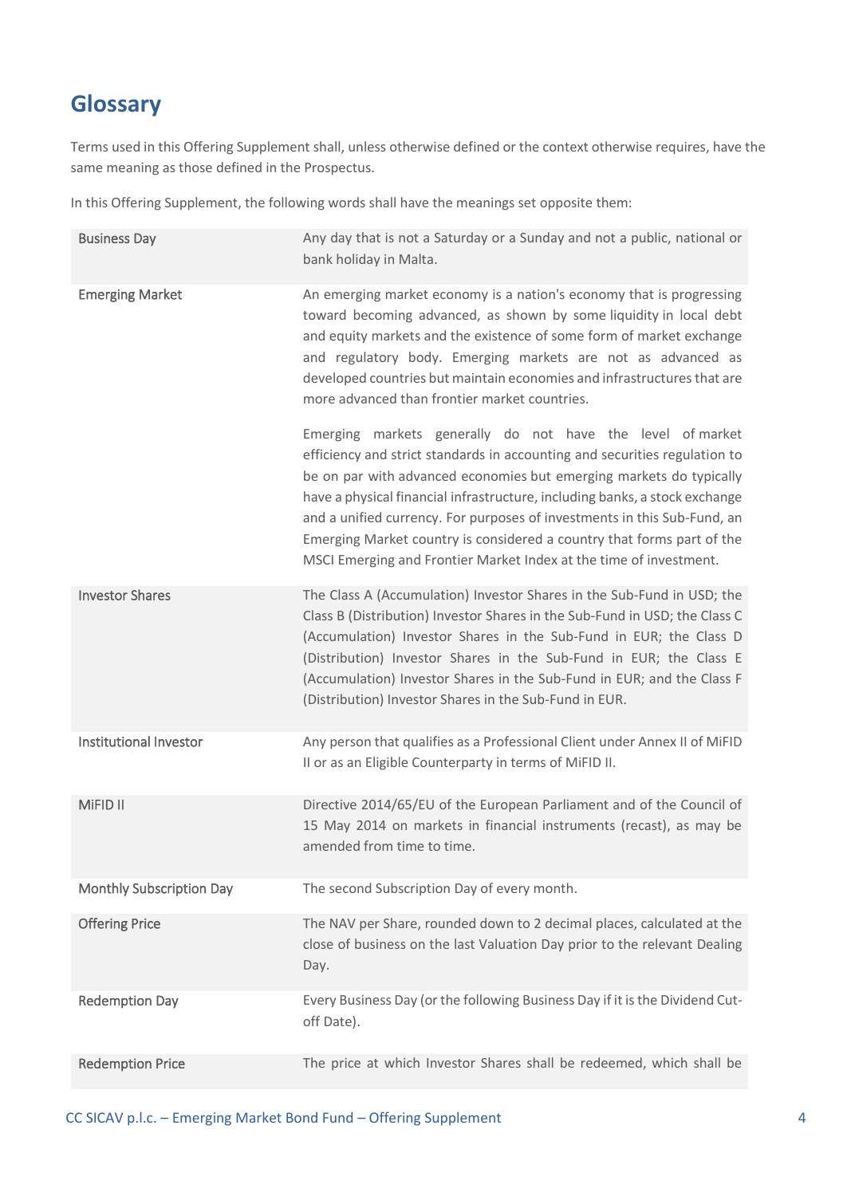## Glossary

Terms used in this Offering Supplement shall, unless otherwise defined or the context otherwise requires, have the same meaning as those defined in the Prospectus.

In this Offering Supplement, the following words shall have the meanings set opposite them:

| | |
|---|---|
| Business Day | Any day that is not a Saturday or a Sunday and not a public, national or bank holiday in Malta. |
| Emerging Market | An emerging market economy is a nation's economy that is progressing toward becoming advanced, as shown by some liquidity in local debt and equity markets and the existence of some form of market exchange and regulatory body. Emerging markets are not as advanced as developed countries but maintain economies and infrastructures that are more advanced than frontier market countries.<br><br>Emerging markets generally do not have the level of market efficiency and strict standards in accounting and securities regulation to be on par with advanced economies but emerging markets do typically have a physical financial infrastructure, including banks, a stock exchange and a unified currency. For purposes of investments in this Sub-Fund, an Emerging Market country is considered a country that forms part of the MSCI Emerging and Frontier Market Index at the time of investment. |
| Investor Shares | The Class A (Accumulation) Investor Shares in the Sub-Fund in USD; the Class B (Distribution) Investor Shares in the Sub-Fund in USD; the Class C (Accumulation) Investor Shares in the Sub-Fund in EUR; the Class D (Distribution) Investor Shares in the Sub-Fund in EUR; the Class E (Accumulation) Investor Shares in the Sub-Fund in EUR; and the Class F (Distribution) Investor Shares in the Sub-Fund in EUR. |
| Institutional Investor | Any person that qualifies as a Professional Client under Annex II of MiFID II or as an Eligible Counterparty in terms of MiFID II. |
| MiFID II | Directive 2014/65/EU of the European Parliament and of the Council of 15 May 2014 on markets in financial instruments (recast), as may be amended from time to time. |
| Monthly Subscription Day | The second Subscription Day of every month. |
| Offering Price | The NAV per Share, rounded down to 2 decimal places, calculated at the close of business on the last Valuation Day prior to the relevant Dealing Day. |
| Redemption Day | Every Business Day (or the following Business Day if it is the Dividend Cut-off Date). |
| Redemption Price | The price at which Investor Shares shall be redeemed, which shall be |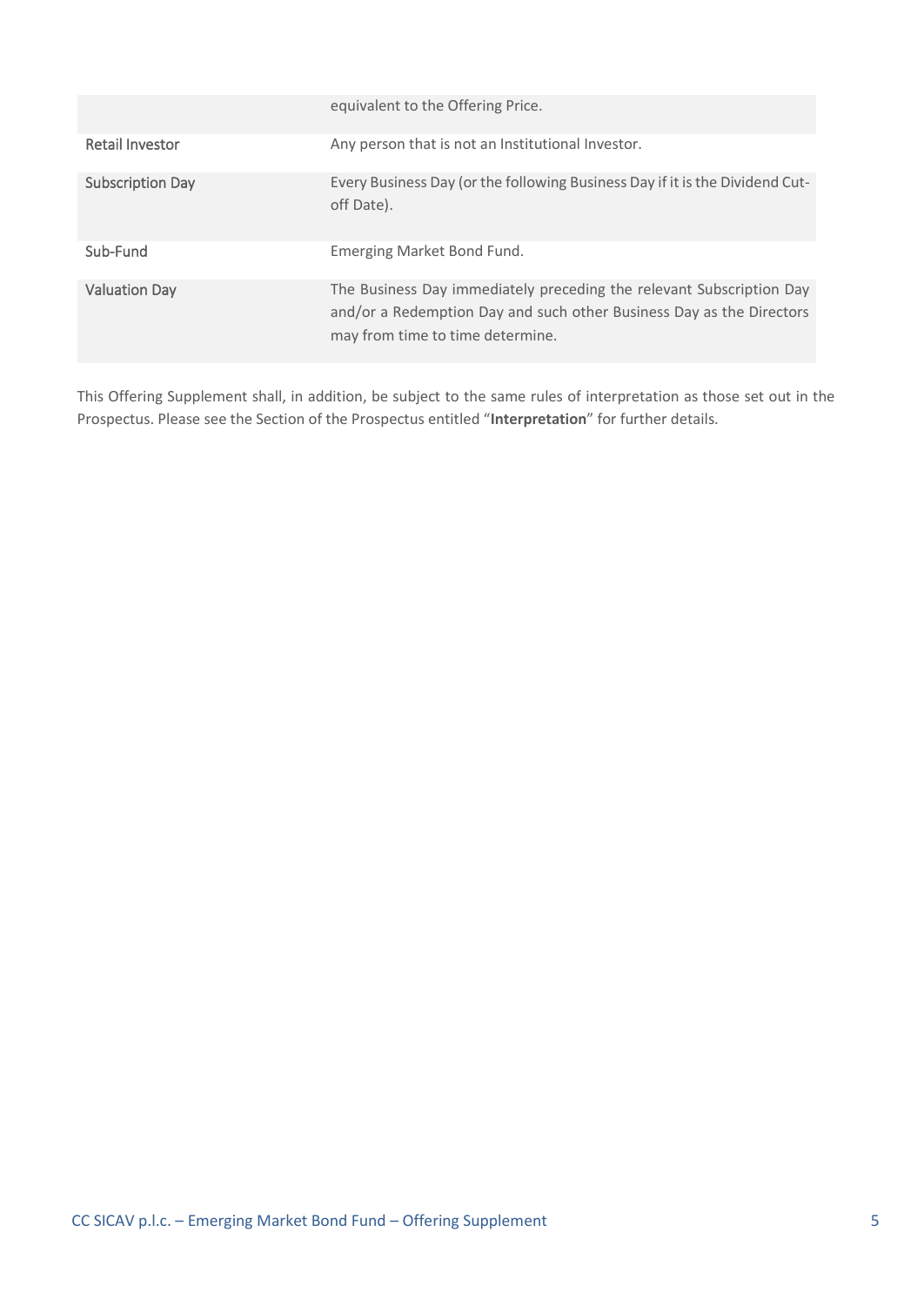| | |
|---|---|
| | equivalent to the Offering Price. |
| Retail Investor | Any person that is not an Institutional Investor. |
| Subscription Day | Every Business Day (or the following Business Day if it is the Dividend Cut-off Date). |
| Sub-Fund | Emerging Market Bond Fund. |
| Valuation Day | The Business Day immediately preceding the relevant Subscription Day and/or a Redemption Day and such other Business Day as the Directors may from time to time determine. |

This Offering Supplement shall, in addition, be subject to the same rules of interpretation as those set out in the Prospectus. Please see the Section of the Prospectus entitled "**Interpretation**" for further details.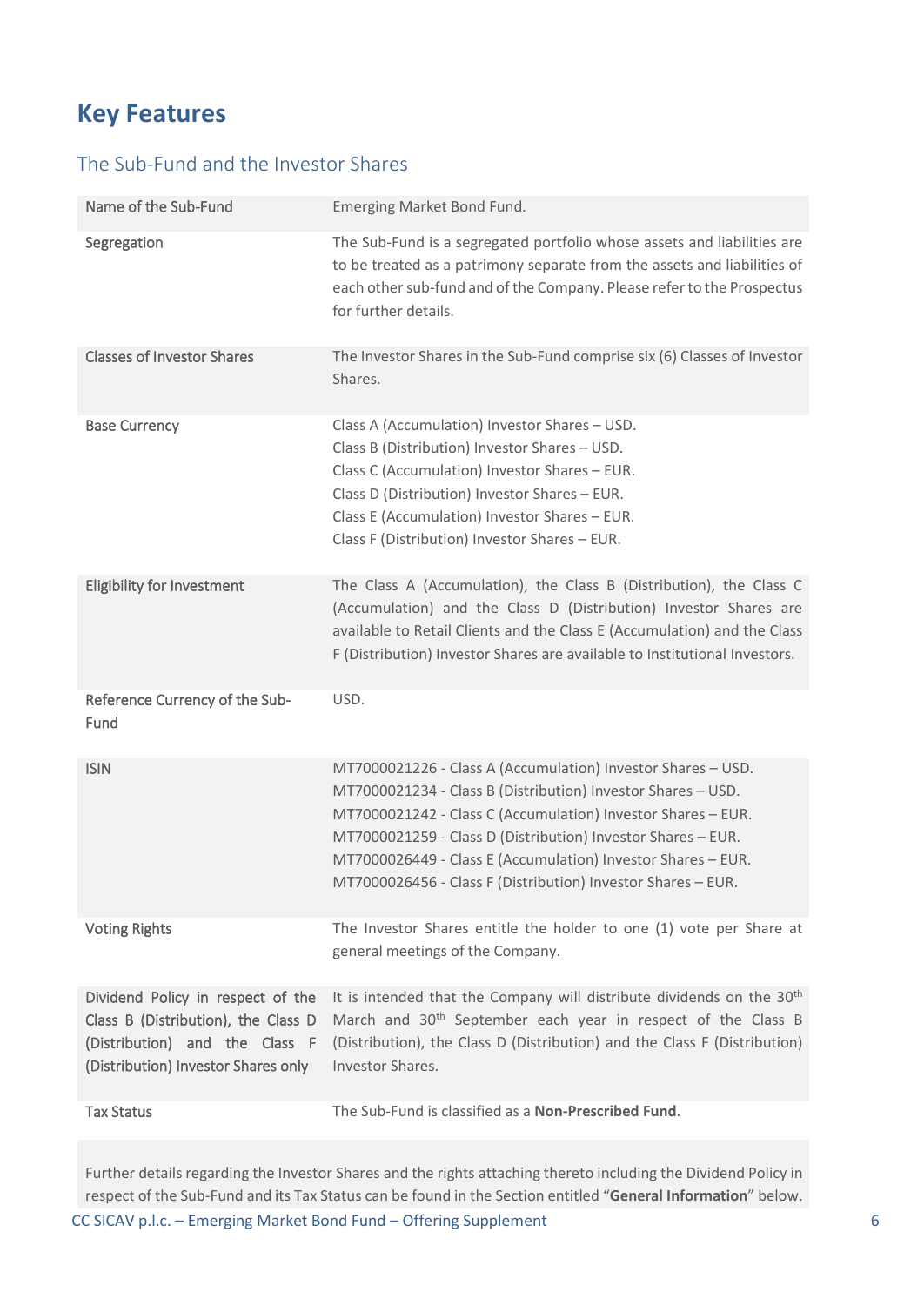# Key Features

## The Sub-Fund and the Investor Shares

| | |
|---|---|
| Name of the Sub-Fund | Emerging Market Bond Fund. |
| Segregation | The Sub-Fund is a segregated portfolio whose assets and liabilities are to be treated as a patrimony separate from the assets and liabilities of each other sub-fund and of the Company. Please refer to the Prospectus for further details. |
| Classes of Investor Shares | The Investor Shares in the Sub-Fund comprise six (6) Classes of Investor Shares. |
| Base Currency | Class A (Accumulation) Investor Shares – USD.<br>Class B (Distribution) Investor Shares – USD.<br>Class C (Accumulation) Investor Shares – EUR.<br>Class D (Distribution) Investor Shares – EUR.<br>Class E (Accumulation) Investor Shares – EUR.<br>Class F (Distribution) Investor Shares – EUR. |
| Eligibility for Investment | The Class A (Accumulation), the Class B (Distribution), the Class C (Accumulation) and the Class D (Distribution) Investor Shares are available to Retail Clients and the Class E (Accumulation) and the Class F (Distribution) Investor Shares are available to Institutional Investors. |
| Reference Currency of the Sub-Fund | USD. |
| ISIN | MT7000021226 - Class A (Accumulation) Investor Shares – USD.<br>MT7000021234 - Class B (Distribution) Investor Shares – USD.<br>MT7000021242 - Class C (Accumulation) Investor Shares – EUR.<br>MT7000021259 - Class D (Distribution) Investor Shares – EUR.<br>MT7000026449 - Class E (Accumulation) Investor Shares – EUR.<br>MT7000026456 - Class F (Distribution) Investor Shares – EUR. |
| Voting Rights | The Investor Shares entitle the holder to one (1) vote per Share at general meetings of the Company. |
| Dividend Policy in respect of the Class B (Distribution), the Class D (Distribution) and the Class F (Distribution) Investor Shares only | It is intended that the Company will distribute dividends on the 30th March and 30th September each year in respect of the Class B (Distribution), the Class D (Distribution) and the Class F (Distribution) Investor Shares. |
| Tax Status | The Sub-Fund is classified as a **Non-Prescribed Fund**. |

Further details regarding the Investor Shares and the rights attaching thereto including the Dividend Policy in respect of the Sub-Fund and its Tax Status can be found in the Section entitled "**General Information**" below.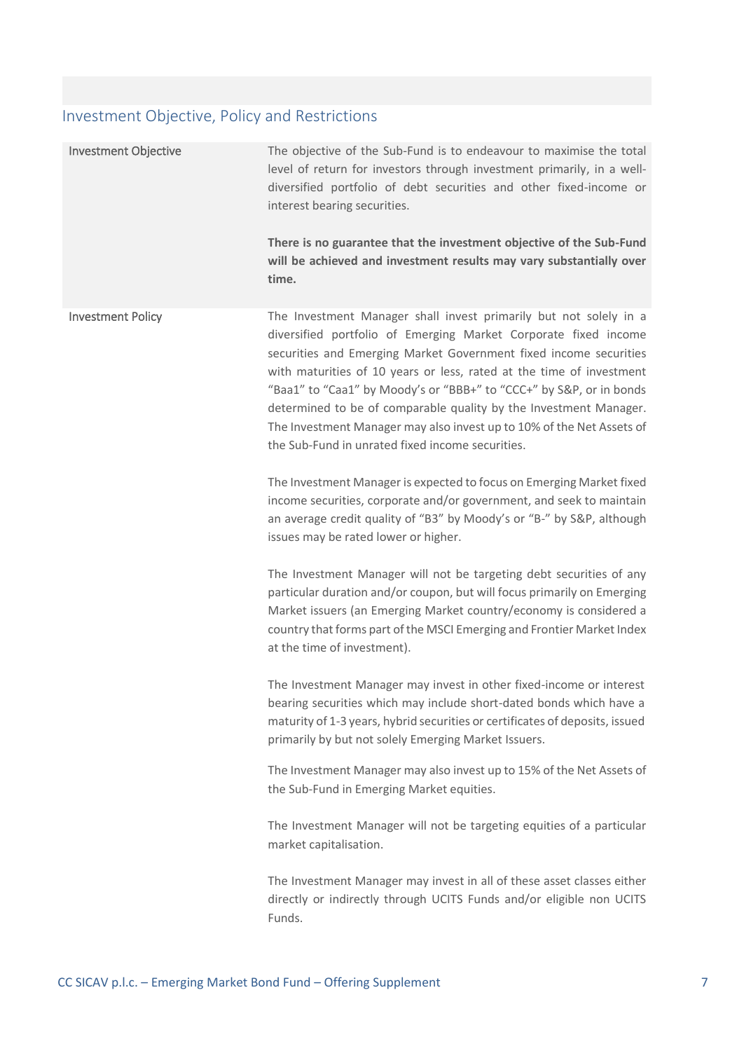## Investment Objective, Policy and Restrictions

| | |
|---|---|
| Investment Objective | The objective of the Sub-Fund is to endeavour to maximise the total level of return for investors through investment primarily, in a well-diversified portfolio of debt securities and other fixed-income or interest bearing securities.<br><br>**There is no guarantee that the investment objective of the Sub-Fund will be achieved and investment results may vary substantially over time.** |
| Investment Policy | The Investment Manager shall invest primarily but not solely in a diversified portfolio of Emerging Market Corporate fixed income securities and Emerging Market Government fixed income securities with maturities of 10 years or less, rated at the time of investment "Baa1" to "Caa1" by Moody's or "BBB+" to "CCC+" by S&P, or in bonds determined to be of comparable quality by the Investment Manager. The Investment Manager may also invest up to 10% of the Net Assets of the Sub-Fund in unrated fixed income securities.<br><br>The Investment Manager is expected to focus on Emerging Market fixed income securities, corporate and/or government, and seek to maintain an average credit quality of "B3" by Moody's or "B-" by S&P, although issues may be rated lower or higher.<br><br>The Investment Manager will not be targeting debt securities of any particular duration and/or coupon, but will focus primarily on Emerging Market issuers (an Emerging Market country/economy is considered a country that forms part of the MSCI Emerging and Frontier Market Index at the time of investment).<br><br>The Investment Manager may invest in other fixed-income or interest bearing securities which may include short-dated bonds which have a maturity of 1-3 years, hybrid securities or certificates of deposits, issued primarily by but not solely Emerging Market Issuers.<br><br>The Investment Manager may also invest up to 15% of the Net Assets of the Sub-Fund in Emerging Market equities.<br><br>The Investment Manager will not be targeting equities of a particular market capitalisation.<br><br>The Investment Manager may invest in all of these asset classes either directly or indirectly through UCITS Funds and/or eligible non UCITS Funds. |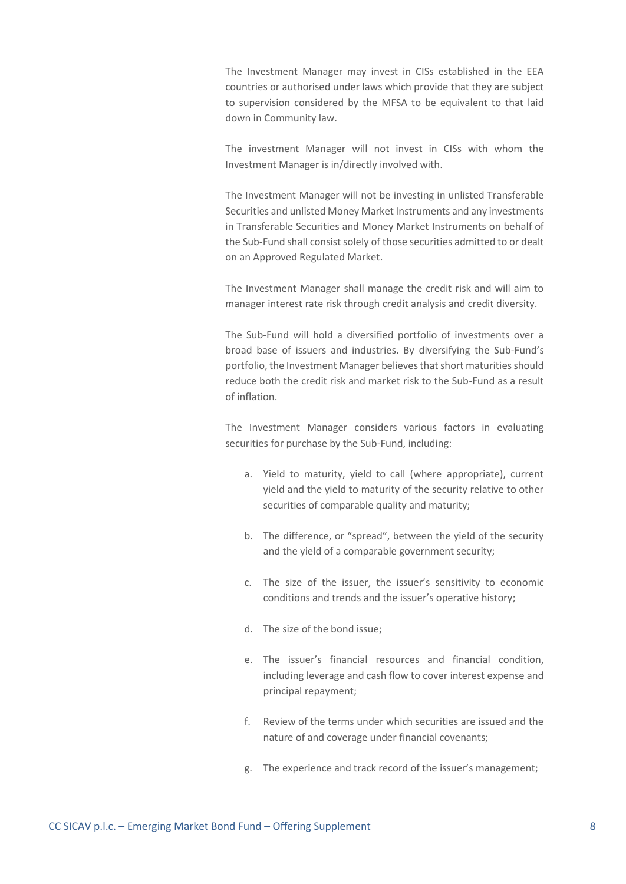The Investment Manager may invest in CISs established in the EEA countries or authorised under laws which provide that they are subject to supervision considered by the MFSA to be equivalent to that laid down in Community law.

The investment Manager will not invest in CISs with whom the Investment Manager is in/directly involved with.

The Investment Manager will not be investing in unlisted Transferable Securities and unlisted Money Market Instruments and any investments in Transferable Securities and Money Market Instruments on behalf of the Sub-Fund shall consist solely of those securities admitted to or dealt on an Approved Regulated Market.

The Investment Manager shall manage the credit risk and will aim to manager interest rate risk through credit analysis and credit diversity.

The Sub-Fund will hold a diversified portfolio of investments over a broad base of issuers and industries. By diversifying the Sub-Fund's portfolio, the Investment Manager believes that short maturities should reduce both the credit risk and market risk to the Sub-Fund as a result of inflation.

The Investment Manager considers various factors in evaluating securities for purchase by the Sub-Fund, including:

a. Yield to maturity, yield to call (where appropriate), current yield and the yield to maturity of the security relative to other securities of comparable quality and maturity;

b. The difference, or "spread", between the yield of the security and the yield of a comparable government security;

c. The size of the issuer, the issuer's sensitivity to economic conditions and trends and the issuer's operative history;

d. The size of the bond issue;

e. The issuer's financial resources and financial condition, including leverage and cash flow to cover interest expense and principal repayment;

f. Review of the terms under which securities are issued and the nature of and coverage under financial covenants;

g. The experience and track record of the issuer's management;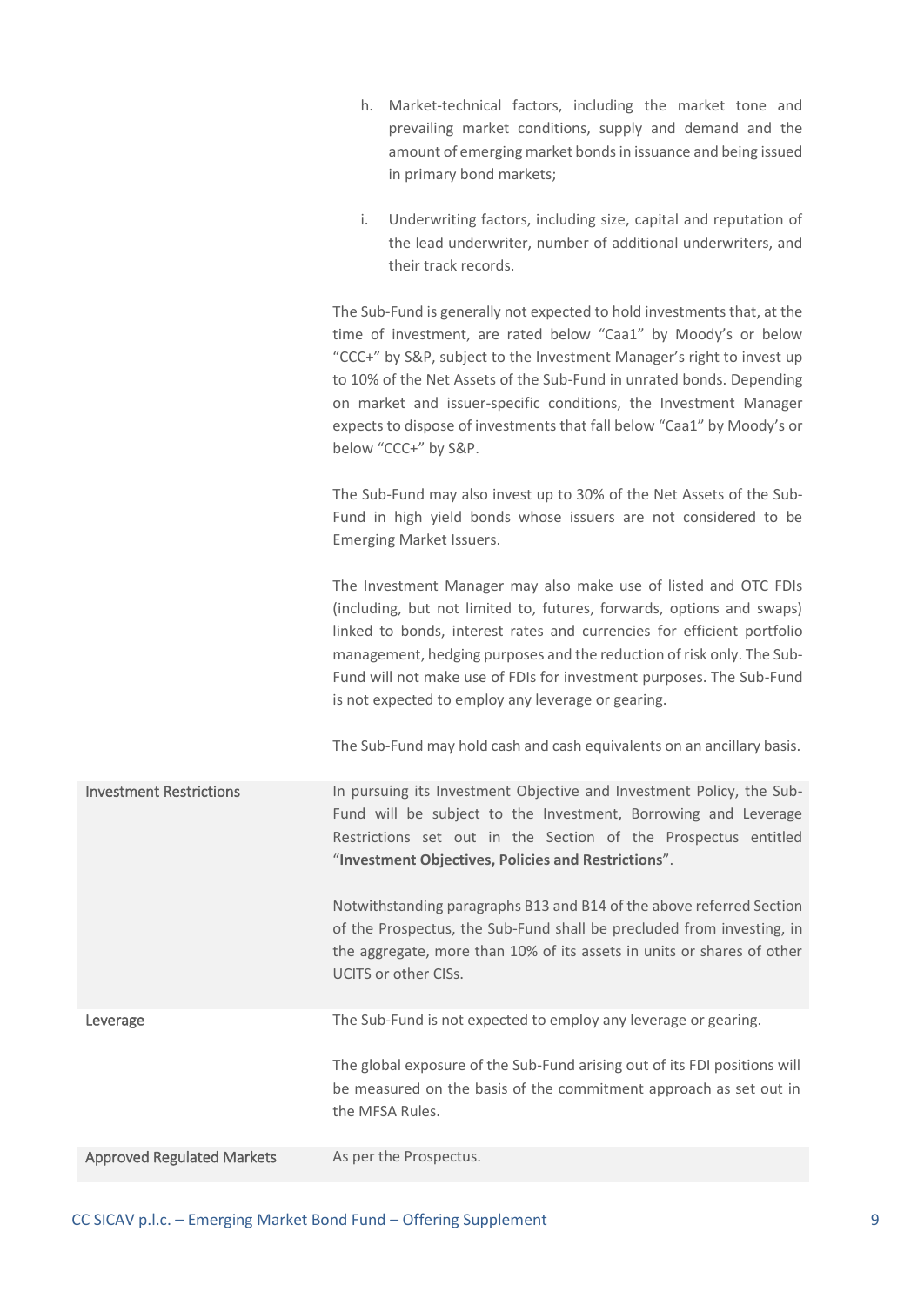h. Market-technical factors, including the market tone and prevailing market conditions, supply and demand and the amount of emerging market bonds in issuance and being issued in primary bond markets;

i. Underwriting factors, including size, capital and reputation of the lead underwriter, number of additional underwriters, and their track records.

The Sub-Fund is generally not expected to hold investments that, at the time of investment, are rated below "Caa1" by Moody's or below "CCC+" by S&P, subject to the Investment Manager's right to invest up to 10% of the Net Assets of the Sub-Fund in unrated bonds. Depending on market and issuer-specific conditions, the Investment Manager expects to dispose of investments that fall below "Caa1" by Moody's or below "CCC+" by S&P.

The Sub-Fund may also invest up to 30% of the Net Assets of the Sub-Fund in high yield bonds whose issuers are not considered to be Emerging Market Issuers.

The Investment Manager may also make use of listed and OTC FDIs (including, but not limited to, futures, forwards, options and swaps) linked to bonds, interest rates and currencies for efficient portfolio management, hedging purposes and the reduction of risk only. The Sub-Fund will not make use of FDIs for investment purposes. The Sub-Fund is not expected to employ any leverage or gearing.

The Sub-Fund may hold cash and cash equivalents on an ancillary basis.

| | |
|---|---|
| Investment Restrictions | In pursuing its Investment Objective and Investment Policy, the Sub-Fund will be subject to the Investment, Borrowing and Leverage Restrictions set out in the Section of the Prospectus entitled "**Investment Objectives, Policies and Restrictions**".<br><br>Notwithstanding paragraphs B13 and B14 of the above referred Section of the Prospectus, the Sub-Fund shall be precluded from investing, in the aggregate, more than 10% of its assets in units or shares of other UCITS or other CISs. |
| Leverage | The Sub-Fund is not expected to employ any leverage or gearing.<br><br>The global exposure of the Sub-Fund arising out of its FDI positions will be measured on the basis of the commitment approach as set out in the MFSA Rules. |
| Approved Regulated Markets | As per the Prospectus. |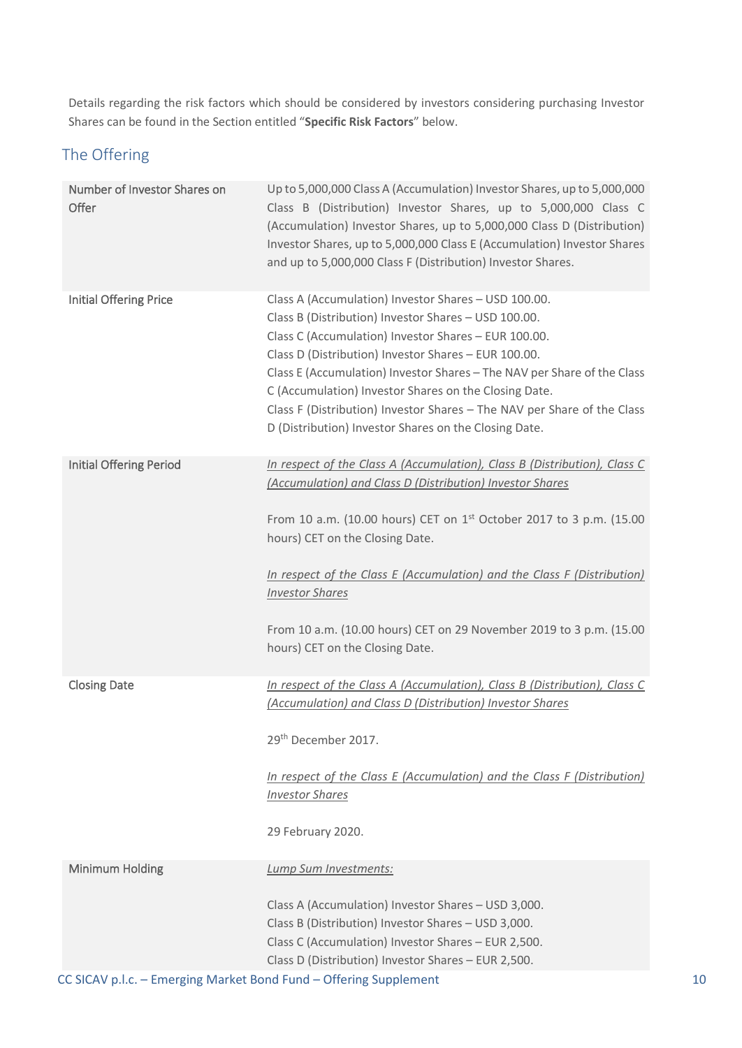Details regarding the risk factors which should be considered by investors considering purchasing Investor Shares can be found in the Section entitled "**Specific Risk Factors**" below.

## The Offering

| | |
|---|---|
| Number of Investor Shares on Offer | Up to 5,000,000 Class A (Accumulation) Investor Shares, up to 5,000,000 Class B (Distribution) Investor Shares, up to 5,000,000 Class C (Accumulation) Investor Shares, up to 5,000,000 Class D (Distribution) Investor Shares, up to 5,000,000 Class E (Accumulation) Investor Shares and up to 5,000,000 Class F (Distribution) Investor Shares. |
| Initial Offering Price | Class A (Accumulation) Investor Shares – USD 100.00.<br>Class B (Distribution) Investor Shares – USD 100.00.<br>Class C (Accumulation) Investor Shares – EUR 100.00.<br>Class D (Distribution) Investor Shares – EUR 100.00.<br>Class E (Accumulation) Investor Shares – The NAV per Share of the Class C (Accumulation) Investor Shares on the Closing Date.<br>Class F (Distribution) Investor Shares – The NAV per Share of the Class D (Distribution) Investor Shares on the Closing Date. |
| Initial Offering Period | *In respect of the Class A (Accumulation), Class B (Distribution), Class C (Accumulation) and Class D (Distribution) Investor Shares*<br><br>From 10 a.m. (10.00 hours) CET on 1st October 2017 to 3 p.m. (15.00 hours) CET on the Closing Date.<br><br>*In respect of the Class E (Accumulation) and the Class F (Distribution) Investor Shares*<br><br>From 10 a.m. (10.00 hours) CET on 29 November 2019 to 3 p.m. (15.00 hours) CET on the Closing Date. |
| Closing Date | *In respect of the Class A (Accumulation), Class B (Distribution), Class C (Accumulation) and Class D (Distribution) Investor Shares*<br><br>29th December 2017.<br><br>*In respect of the Class E (Accumulation) and the Class F (Distribution) Investor Shares*<br><br>29 February 2020. |
| Minimum Holding | *Lump Sum Investments:*<br><br>Class A (Accumulation) Investor Shares – USD 3,000.<br>Class B (Distribution) Investor Shares – USD 3,000.<br>Class C (Accumulation) Investor Shares – EUR 2,500.<br>Class D (Distribution) Investor Shares – EUR 2,500. |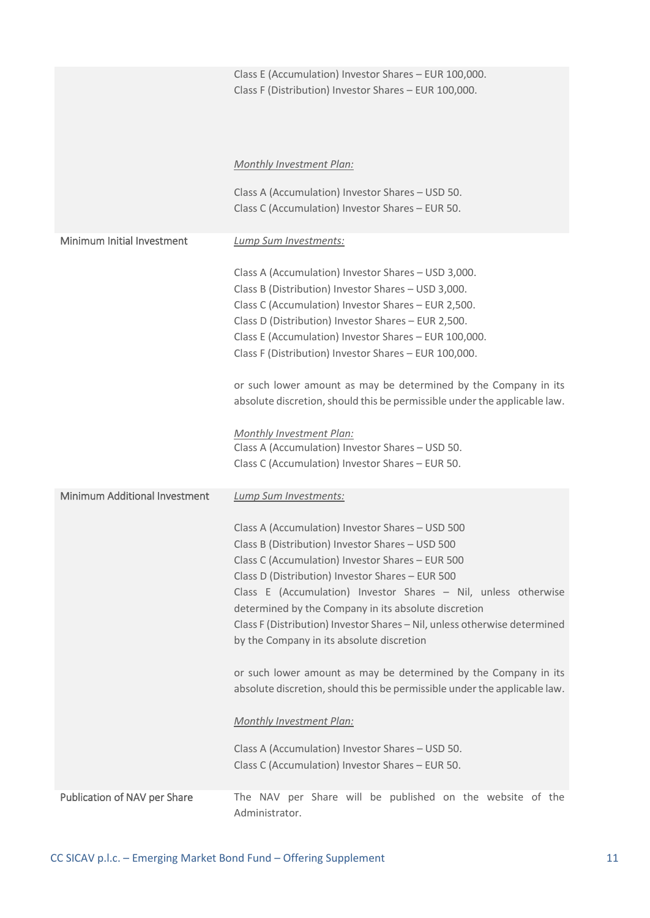| | |
|---|---|
| | Class E (Accumulation) Investor Shares – EUR 100,000.<br>Class F (Distribution) Investor Shares – EUR 100,000.<br><br>*Monthly Investment Plan:*<br><br>Class A (Accumulation) Investor Shares – USD 50.<br>Class C (Accumulation) Investor Shares – EUR 50. |
| Minimum Initial Investment | *Lump Sum Investments:*<br><br>Class A (Accumulation) Investor Shares – USD 3,000.<br>Class B (Distribution) Investor Shares – USD 3,000.<br>Class C (Accumulation) Investor Shares – EUR 2,500.<br>Class D (Distribution) Investor Shares – EUR 2,500.<br>Class E (Accumulation) Investor Shares – EUR 100,000.<br>Class F (Distribution) Investor Shares – EUR 100,000.<br><br>or such lower amount as may be determined by the Company in its absolute discretion, should this be permissible under the applicable law.<br><br>*Monthly Investment Plan:*<br>Class A (Accumulation) Investor Shares – USD 50.<br>Class C (Accumulation) Investor Shares – EUR 50. |
| Minimum Additional Investment | *Lump Sum Investments:*<br><br>Class A (Accumulation) Investor Shares – USD 500<br>Class B (Distribution) Investor Shares – USD 500<br>Class C (Accumulation) Investor Shares – EUR 500<br>Class D (Distribution) Investor Shares – EUR 500<br>Class E (Accumulation) Investor Shares – Nil, unless otherwise determined by the Company in its absolute discretion<br>Class F (Distribution) Investor Shares – Nil, unless otherwise determined by the Company in its absolute discretion<br><br>or such lower amount as may be determined by the Company in its absolute discretion, should this be permissible under the applicable law.<br><br>*Monthly Investment Plan:*<br><br>Class A (Accumulation) Investor Shares – USD 50.<br>Class C (Accumulation) Investor Shares – EUR 50. |
| Publication of NAV per Share | The NAV per Share will be published on the website of the Administrator. |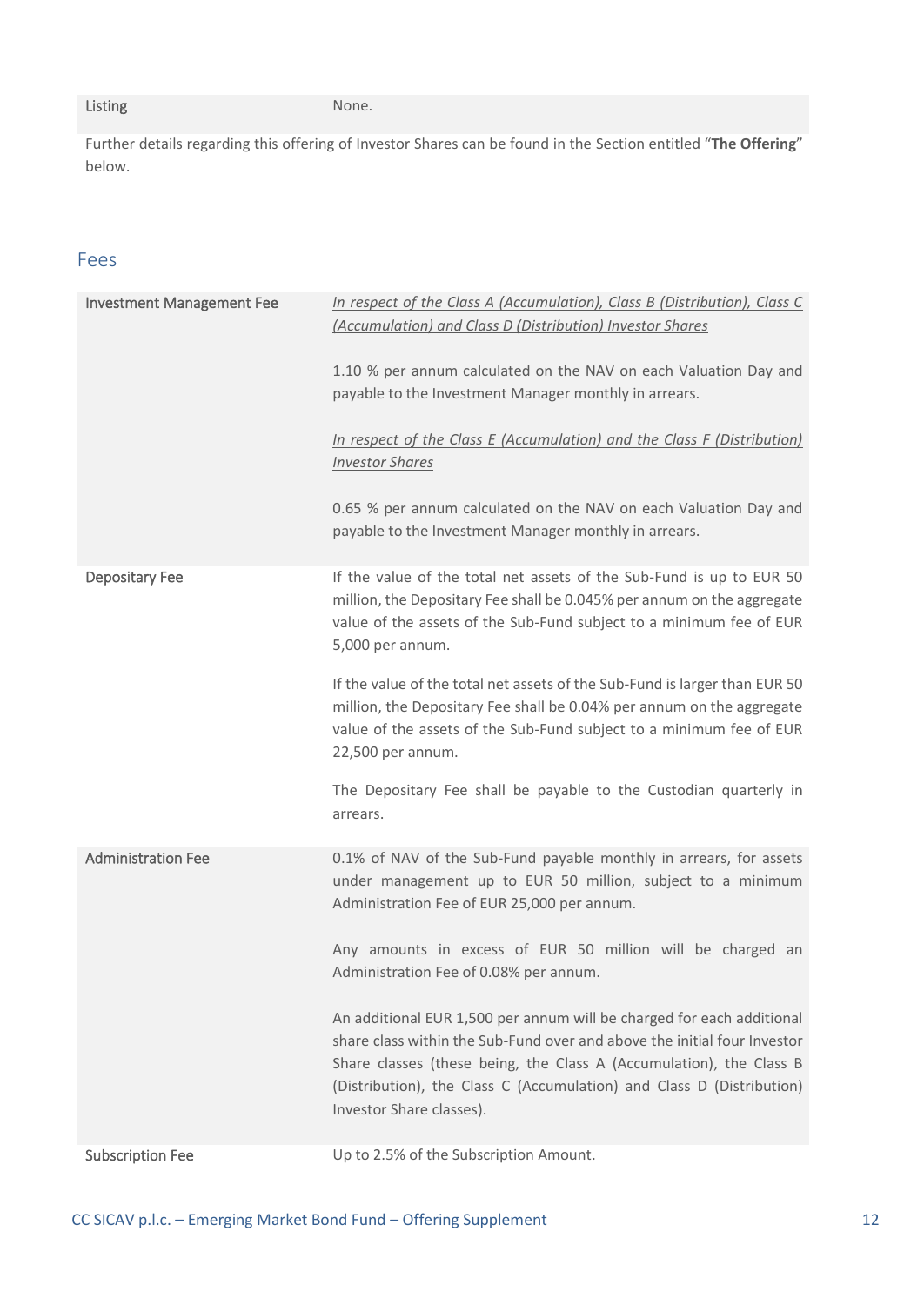| | |
|---|---|
| Listing | None. |

Further details regarding this offering of Investor Shares can be found in the Section entitled "**The Offering**" below.

## Fees

| | |
|---|---|
| Investment Management Fee | *In respect of the Class A (Accumulation), Class B (Distribution), Class C (Accumulation) and Class D (Distribution) Investor Shares*<br><br>1.10 % per annum calculated on the NAV on each Valuation Day and payable to the Investment Manager monthly in arrears.<br><br>*In respect of the Class E (Accumulation) and the Class F (Distribution) Investor Shares*<br><br>0.65 % per annum calculated on the NAV on each Valuation Day and payable to the Investment Manager monthly in arrears. |
| Depositary Fee | If the value of the total net assets of the Sub-Fund is up to EUR 50 million, the Depositary Fee shall be 0.045% per annum on the aggregate value of the assets of the Sub-Fund subject to a minimum fee of EUR 5,000 per annum.<br><br>If the value of the total net assets of the Sub-Fund is larger than EUR 50 million, the Depositary Fee shall be 0.04% per annum on the aggregate value of the assets of the Sub-Fund subject to a minimum fee of EUR 22,500 per annum.<br><br>The Depositary Fee shall be payable to the Custodian quarterly in arrears. |
| Administration Fee | 0.1% of NAV of the Sub-Fund payable monthly in arrears, for assets under management up to EUR 50 million, subject to a minimum Administration Fee of EUR 25,000 per annum.<br><br>Any amounts in excess of EUR 50 million will be charged an Administration Fee of 0.08% per annum.<br><br>An additional EUR 1,500 per annum will be charged for each additional share class within the Sub-Fund over and above the initial four Investor Share classes (these being, the Class A (Accumulation), the Class B (Distribution), the Class C (Accumulation) and Class D (Distribution) Investor Share classes). |
| Subscription Fee | Up to 2.5% of the Subscription Amount. |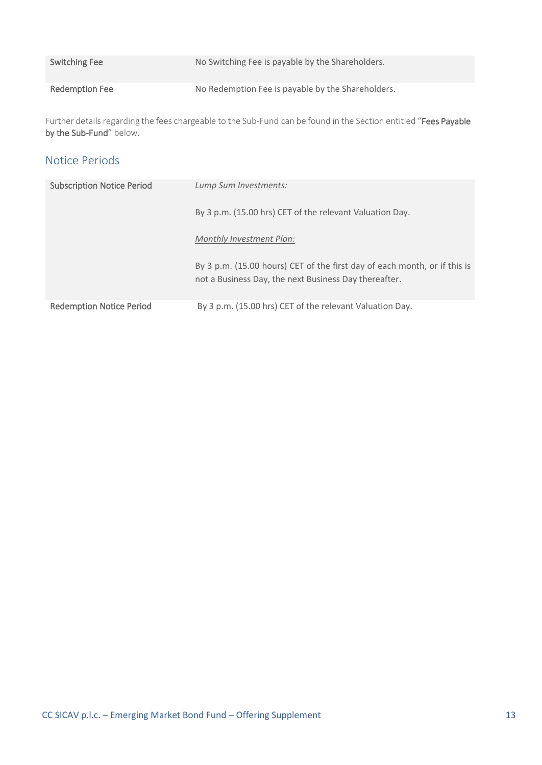| | |
|---|---|
| Switching Fee | No Switching Fee is payable by the Shareholders. |
| Redemption Fee | No Redemption Fee is payable by the Shareholders. |

Further details regarding the fees chargeable to the Sub-Fund can be found in the Section entitled "**Fees Payable by the Sub-Fund**" below.

## Notice Periods

| | |
|---|---|
| Subscription Notice Period | *Lump Sum Investments:*<br><br>By 3 p.m. (15.00 hrs) CET of the relevant Valuation Day.<br><br>*Monthly Investment Plan:*<br><br>By 3 p.m. (15.00 hours) CET of the first day of each month, or if this is not a Business Day, the next Business Day thereafter. |
| Redemption Notice Period | By 3 p.m. (15.00 hrs) CET of the relevant Valuation Day. |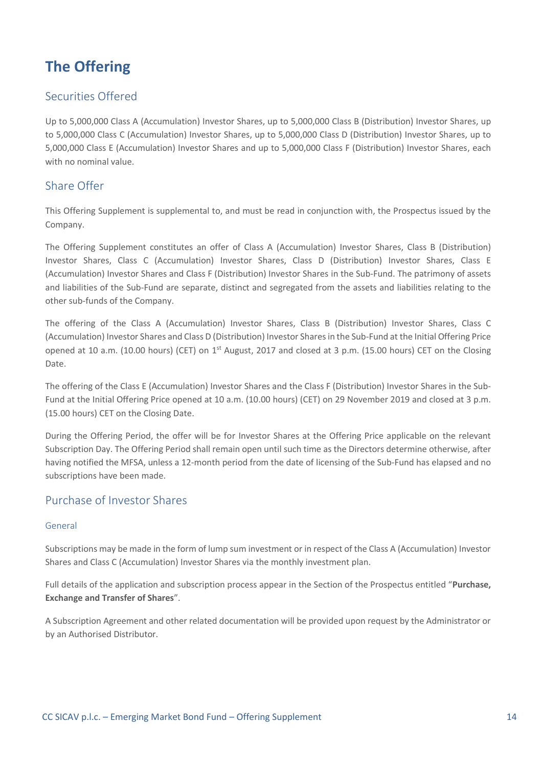# The Offering

## Securities Offered

Up to 5,000,000 Class A (Accumulation) Investor Shares, up to 5,000,000 Class B (Distribution) Investor Shares, up to 5,000,000 Class C (Accumulation) Investor Shares, up to 5,000,000 Class D (Distribution) Investor Shares, up to 5,000,000 Class E (Accumulation) Investor Shares and up to 5,000,000 Class F (Distribution) Investor Shares, each with no nominal value.

## Share Offer

This Offering Supplement is supplemental to, and must be read in conjunction with, the Prospectus issued by the Company.

The Offering Supplement constitutes an offer of Class A (Accumulation) Investor Shares, Class B (Distribution) Investor Shares, Class C (Accumulation) Investor Shares, Class D (Distribution) Investor Shares, Class E (Accumulation) Investor Shares and Class F (Distribution) Investor Shares in the Sub-Fund. The patrimony of assets and liabilities of the Sub-Fund are separate, distinct and segregated from the assets and liabilities relating to the other sub-funds of the Company.

The offering of the Class A (Accumulation) Investor Shares, Class B (Distribution) Investor Shares, Class C (Accumulation) Investor Shares and Class D (Distribution) Investor Shares in the Sub-Fund at the Initial Offering Price opened at 10 a.m. (10.00 hours) (CET) on 1st August, 2017 and closed at 3 p.m. (15.00 hours) CET on the Closing Date.

The offering of the Class E (Accumulation) Investor Shares and the Class F (Distribution) Investor Shares in the Sub-Fund at the Initial Offering Price opened at 10 a.m. (10.00 hours) (CET) on 29 November 2019 and closed at 3 p.m. (15.00 hours) CET on the Closing Date.

During the Offering Period, the offer will be for Investor Shares at the Offering Price applicable on the relevant Subscription Day. The Offering Period shall remain open until such time as the Directors determine otherwise, after having notified the MFSA, unless a 12-month period from the date of licensing of the Sub-Fund has elapsed and no subscriptions have been made.

## Purchase of Investor Shares

### General

Subscriptions may be made in the form of lump sum investment or in respect of the Class A (Accumulation) Investor Shares and Class C (Accumulation) Investor Shares via the monthly investment plan.

Full details of the application and subscription process appear in the Section of the Prospectus entitled "**Purchase, Exchange and Transfer of Shares**".

A Subscription Agreement and other related documentation will be provided upon request by the Administrator or by an Authorised Distributor.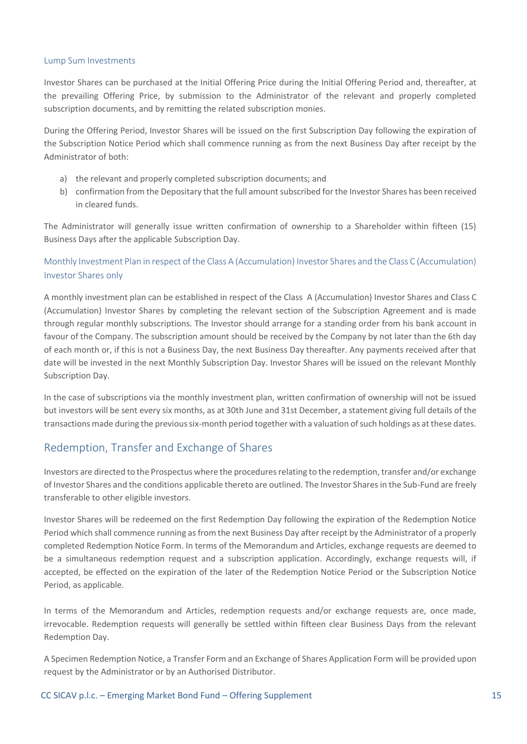### Lump Sum Investments

Investor Shares can be purchased at the Initial Offering Price during the Initial Offering Period and, thereafter, at the prevailing Offering Price, by submission to the Administrator of the relevant and properly completed subscription documents, and by remitting the related subscription monies.

During the Offering Period, Investor Shares will be issued on the first Subscription Day following the expiration of the Subscription Notice Period which shall commence running as from the next Business Day after receipt by the Administrator of both:

a) the relevant and properly completed subscription documents; and
b) confirmation from the Depositary that the full amount subscribed for the Investor Shares has been received in cleared funds.

The Administrator will generally issue written confirmation of ownership to a Shareholder within fifteen (15) Business Days after the applicable Subscription Day.

### Monthly Investment Plan in respect of the Class A (Accumulation) Investor Shares and the Class C (Accumulation) Investor Shares only

A monthly investment plan can be established in respect of the Class A (Accumulation) Investor Shares and Class C (Accumulation) Investor Shares by completing the relevant section of the Subscription Agreement and is made through regular monthly subscriptions. The Investor should arrange for a standing order from his bank account in favour of the Company. The subscription amount should be received by the Company by not later than the 6th day of each month or, if this is not a Business Day, the next Business Day thereafter. Any payments received after that date will be invested in the next Monthly Subscription Day. Investor Shares will be issued on the relevant Monthly Subscription Day.

In the case of subscriptions via the monthly investment plan, written confirmation of ownership will not be issued but investors will be sent every six months, as at 30th June and 31st December, a statement giving full details of the transactions made during the previous six-month period together with a valuation of such holdings as at these dates.

## Redemption, Transfer and Exchange of Shares

Investors are directed to the Prospectus where the procedures relating to the redemption, transfer and/or exchange of Investor Shares and the conditions applicable thereto are outlined. The Investor Shares in the Sub-Fund are freely transferable to other eligible investors.

Investor Shares will be redeemed on the first Redemption Day following the expiration of the Redemption Notice Period which shall commence running as from the next Business Day after receipt by the Administrator of a properly completed Redemption Notice Form. In terms of the Memorandum and Articles, exchange requests are deemed to be a simultaneous redemption request and a subscription application. Accordingly, exchange requests will, if accepted, be effected on the expiration of the later of the Redemption Notice Period or the Subscription Notice Period, as applicable.

In terms of the Memorandum and Articles, redemption requests and/or exchange requests are, once made, irrevocable. Redemption requests will generally be settled within fifteen clear Business Days from the relevant Redemption Day.

A Specimen Redemption Notice, a Transfer Form and an Exchange of Shares Application Form will be provided upon request by the Administrator or by an Authorised Distributor.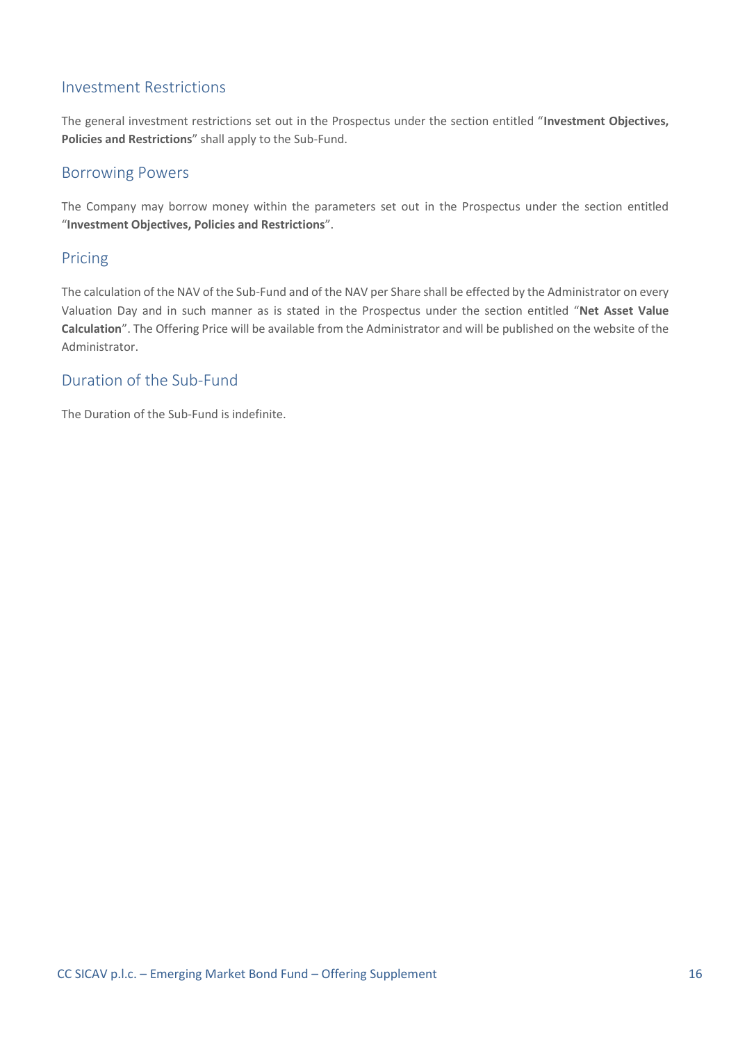## Investment Restrictions

The general investment restrictions set out in the Prospectus under the section entitled "**Investment Objectives, Policies and Restrictions**" shall apply to the Sub-Fund.

## Borrowing Powers

The Company may borrow money within the parameters set out in the Prospectus under the section entitled "**Investment Objectives, Policies and Restrictions**".

## Pricing

The calculation of the NAV of the Sub-Fund and of the NAV per Share shall be effected by the Administrator on every Valuation Day and in such manner as is stated in the Prospectus under the section entitled "**Net Asset Value Calculation**". The Offering Price will be available from the Administrator and will be published on the website of the Administrator.

## Duration of the Sub-Fund

The Duration of the Sub-Fund is indefinite.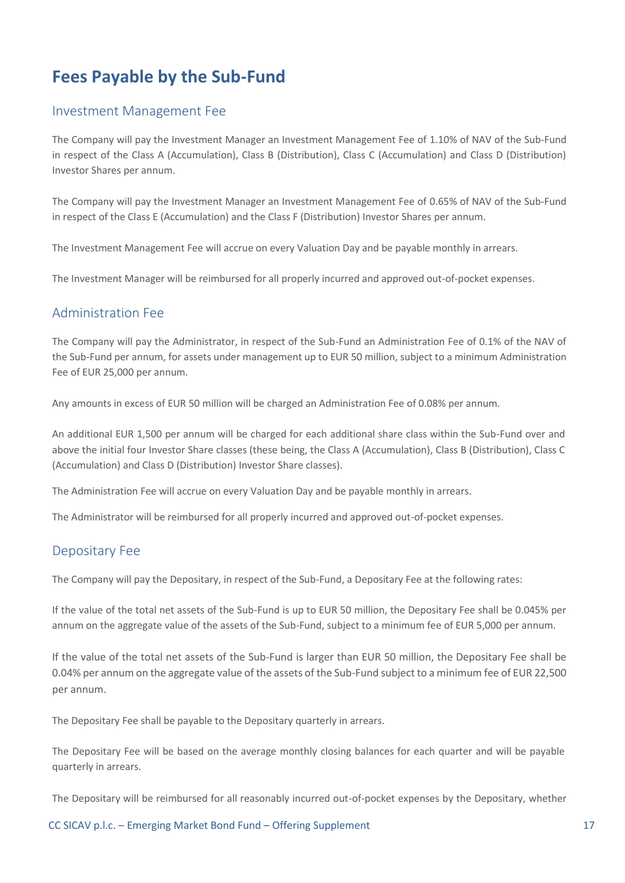# Fees Payable by the Sub-Fund

## Investment Management Fee

The Company will pay the Investment Manager an Investment Management Fee of 1.10% of NAV of the Sub-Fund in respect of the Class A (Accumulation), Class B (Distribution), Class C (Accumulation) and Class D (Distribution) Investor Shares per annum.

The Company will pay the Investment Manager an Investment Management Fee of 0.65% of NAV of the Sub-Fund in respect of the Class E (Accumulation) and the Class F (Distribution) Investor Shares per annum.

The Investment Management Fee will accrue on every Valuation Day and be payable monthly in arrears.

The Investment Manager will be reimbursed for all properly incurred and approved out-of-pocket expenses.

## Administration Fee

The Company will pay the Administrator, in respect of the Sub-Fund an Administration Fee of 0.1% of the NAV of the Sub-Fund per annum, for assets under management up to EUR 50 million, subject to a minimum Administration Fee of EUR 25,000 per annum.

Any amounts in excess of EUR 50 million will be charged an Administration Fee of 0.08% per annum.

An additional EUR 1,500 per annum will be charged for each additional share class within the Sub-Fund over and above the initial four Investor Share classes (these being, the Class A (Accumulation), Class B (Distribution), Class C (Accumulation) and Class D (Distribution) Investor Share classes).

The Administration Fee will accrue on every Valuation Day and be payable monthly in arrears.

The Administrator will be reimbursed for all properly incurred and approved out-of-pocket expenses.

## Depositary Fee

The Company will pay the Depositary, in respect of the Sub-Fund, a Depositary Fee at the following rates:

If the value of the total net assets of the Sub-Fund is up to EUR 50 million, the Depositary Fee shall be 0.045% per annum on the aggregate value of the assets of the Sub-Fund, subject to a minimum fee of EUR 5,000 per annum.

If the value of the total net assets of the Sub-Fund is larger than EUR 50 million, the Depositary Fee shall be 0.04% per annum on the aggregate value of the assets of the Sub-Fund subject to a minimum fee of EUR 22,500 per annum.

The Depositary Fee shall be payable to the Depositary quarterly in arrears.

The Depositary Fee will be based on the average monthly closing balances for each quarter and will be payable quarterly in arrears.

The Depositary will be reimbursed for all reasonably incurred out-of-pocket expenses by the Depositary, whether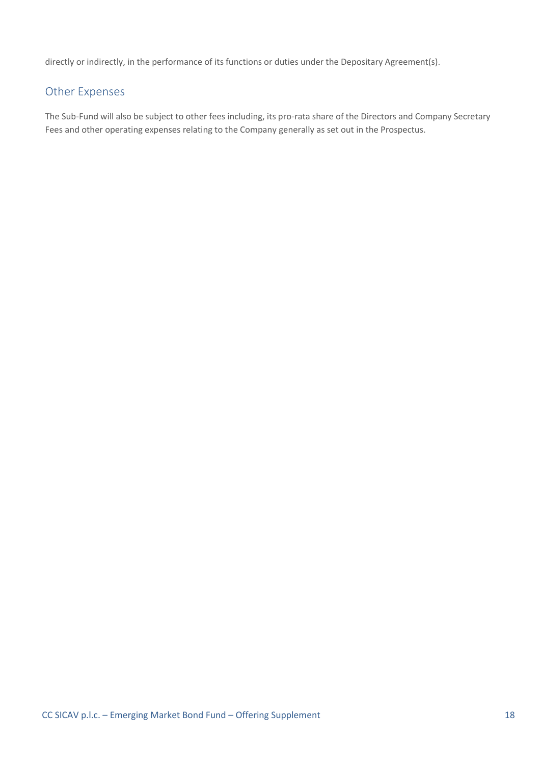directly or indirectly, in the performance of its functions or duties under the Depositary Agreement(s).

## Other Expenses

The Sub-Fund will also be subject to other fees including, its pro-rata share of the Directors and Company Secretary Fees and other operating expenses relating to the Company generally as set out in the Prospectus.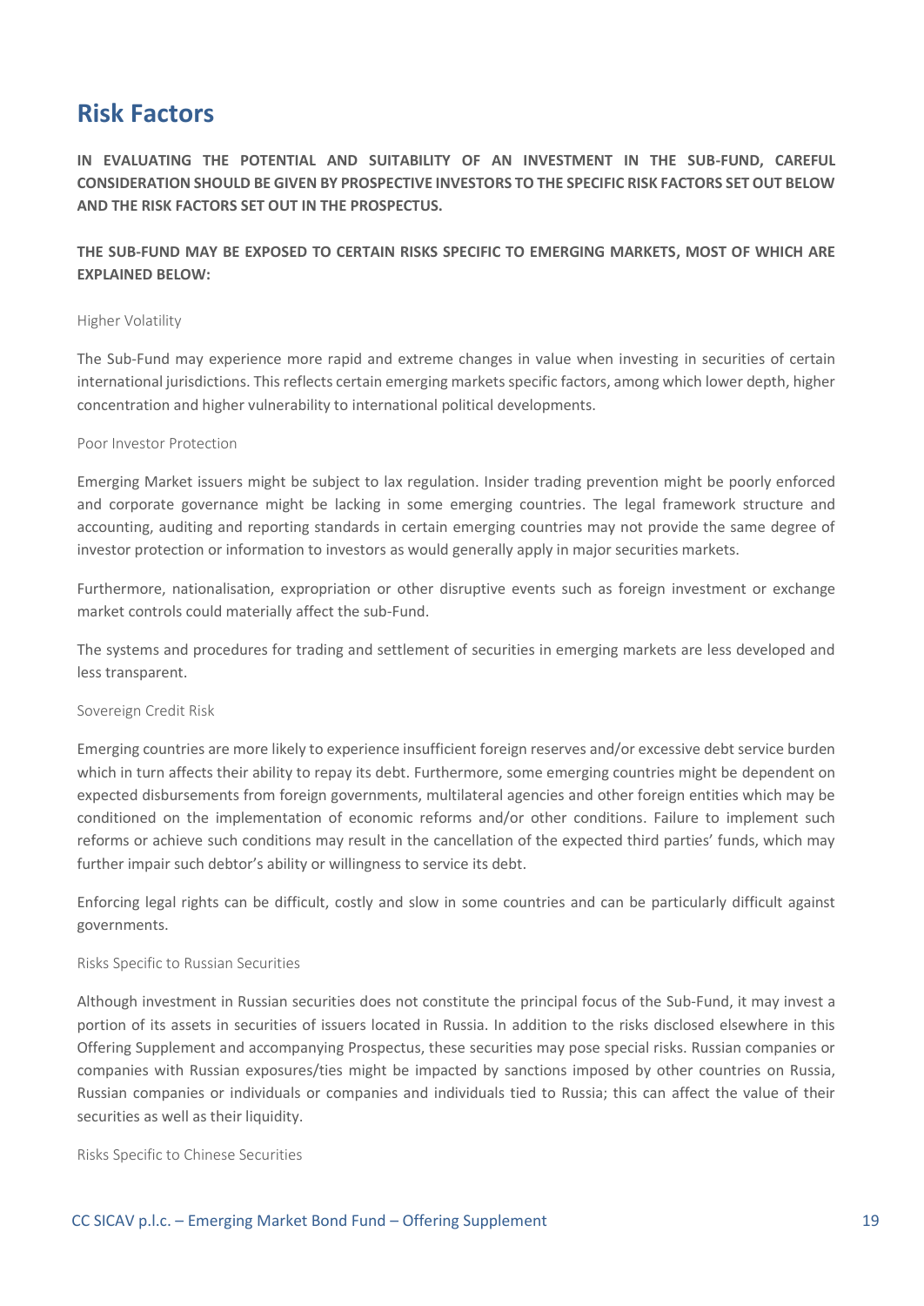# Risk Factors

**IN EVALUATING THE POTENTIAL AND SUITABILITY OF AN INVESTMENT IN THE SUB-FUND, CAREFUL CONSIDERATION SHOULD BE GIVEN BY PROSPECTIVE INVESTORS TO THE SPECIFIC RISK FACTORS SET OUT BELOW AND THE RISK FACTORS SET OUT IN THE PROSPECTUS.**

**THE SUB-FUND MAY BE EXPOSED TO CERTAIN RISKS SPECIFIC TO EMERGING MARKETS, MOST OF WHICH ARE EXPLAINED BELOW:**

### Higher Volatility

The Sub-Fund may experience more rapid and extreme changes in value when investing in securities of certain international jurisdictions. This reflects certain emerging markets specific factors, among which lower depth, higher concentration and higher vulnerability to international political developments.

### Poor Investor Protection

Emerging Market issuers might be subject to lax regulation. Insider trading prevention might be poorly enforced and corporate governance might be lacking in some emerging countries. The legal framework structure and accounting, auditing and reporting standards in certain emerging countries may not provide the same degree of investor protection or information to investors as would generally apply in major securities markets.

Furthermore, nationalisation, expropriation or other disruptive events such as foreign investment or exchange market controls could materially affect the sub-Fund.

The systems and procedures for trading and settlement of securities in emerging markets are less developed and less transparent.

### Sovereign Credit Risk

Emerging countries are more likely to experience insufficient foreign reserves and/or excessive debt service burden which in turn affects their ability to repay its debt. Furthermore, some emerging countries might be dependent on expected disbursements from foreign governments, multilateral agencies and other foreign entities which may be conditioned on the implementation of economic reforms and/or other conditions. Failure to implement such reforms or achieve such conditions may result in the cancellation of the expected third parties' funds, which may further impair such debtor's ability or willingness to service its debt.

Enforcing legal rights can be difficult, costly and slow in some countries and can be particularly difficult against governments.

### Risks Specific to Russian Securities

Although investment in Russian securities does not constitute the principal focus of the Sub-Fund, it may invest a portion of its assets in securities of issuers located in Russia. In addition to the risks disclosed elsewhere in this Offering Supplement and accompanying Prospectus, these securities may pose special risks. Russian companies or companies with Russian exposures/ties might be impacted by sanctions imposed by other countries on Russia, Russian companies or individuals or companies and individuals tied to Russia; this can affect the value of their securities as well as their liquidity.

### Risks Specific to Chinese Securities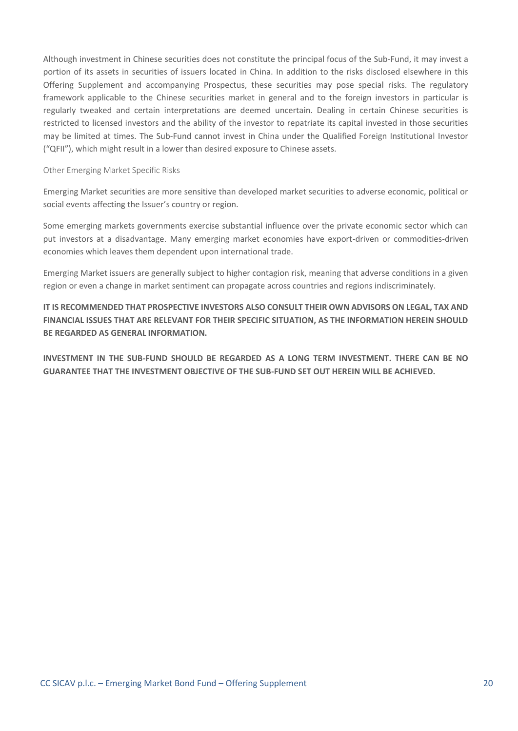Although investment in Chinese securities does not constitute the principal focus of the Sub-Fund, it may invest a portion of its assets in securities of issuers located in China. In addition to the risks disclosed elsewhere in this Offering Supplement and accompanying Prospectus, these securities may pose special risks. The regulatory framework applicable to the Chinese securities market in general and to the foreign investors in particular is regularly tweaked and certain interpretations are deemed uncertain. Dealing in certain Chinese securities is restricted to licensed investors and the ability of the investor to repatriate its capital invested in those securities may be limited at times. The Sub-Fund cannot invest in China under the Qualified Foreign Institutional Investor ("QFII"), which might result in a lower than desired exposure to Chinese assets.

### Other Emerging Market Specific Risks

Emerging Market securities are more sensitive than developed market securities to adverse economic, political or social events affecting the Issuer's country or region.

Some emerging markets governments exercise substantial influence over the private economic sector which can put investors at a disadvantage. Many emerging market economies have export-driven or commodities-driven economies which leaves them dependent upon international trade.

Emerging Market issuers are generally subject to higher contagion risk, meaning that adverse conditions in a given region or even a change in market sentiment can propagate across countries and regions indiscriminately.

**IT IS RECOMMENDED THAT PROSPECTIVE INVESTORS ALSO CONSULT THEIR OWN ADVISORS ON LEGAL, TAX AND FINANCIAL ISSUES THAT ARE RELEVANT FOR THEIR SPECIFIC SITUATION, AS THE INFORMATION HEREIN SHOULD BE REGARDED AS GENERAL INFORMATION.**

**INVESTMENT IN THE SUB-FUND SHOULD BE REGARDED AS A LONG TERM INVESTMENT. THERE CAN BE NO GUARANTEE THAT THE INVESTMENT OBJECTIVE OF THE SUB-FUND SET OUT HEREIN WILL BE ACHIEVED.**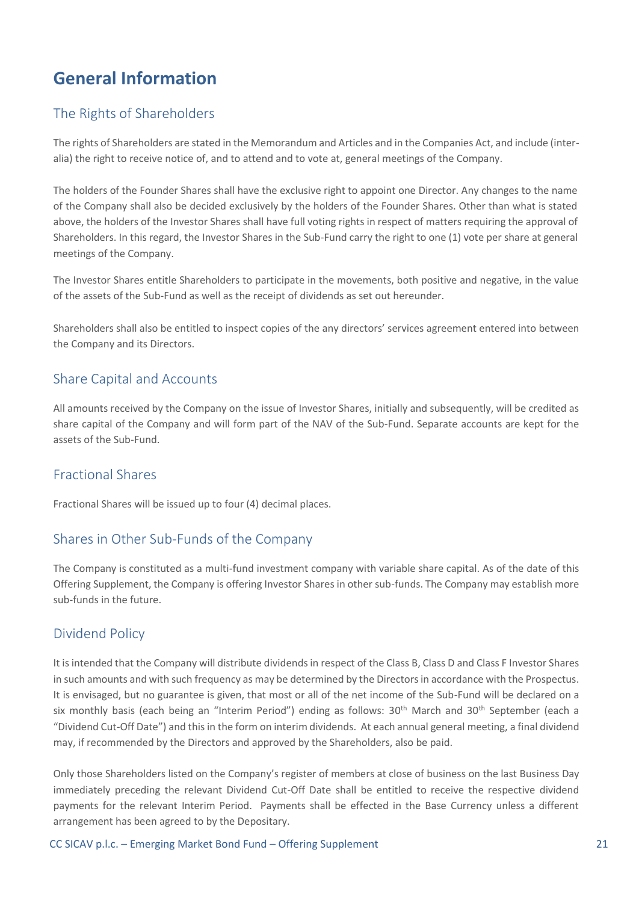# General Information

## The Rights of Shareholders

The rights of Shareholders are stated in the Memorandum and Articles and in the Companies Act, and include (inter-alia) the right to receive notice of, and to attend and to vote at, general meetings of the Company.

The holders of the Founder Shares shall have the exclusive right to appoint one Director. Any changes to the name of the Company shall also be decided exclusively by the holders of the Founder Shares. Other than what is stated above, the holders of the Investor Shares shall have full voting rights in respect of matters requiring the approval of Shareholders. In this regard, the Investor Shares in the Sub-Fund carry the right to one (1) vote per share at general meetings of the Company.

The Investor Shares entitle Shareholders to participate in the movements, both positive and negative, in the value of the assets of the Sub-Fund as well as the receipt of dividends as set out hereunder.

Shareholders shall also be entitled to inspect copies of the any directors' services agreement entered into between the Company and its Directors.

## Share Capital and Accounts

All amounts received by the Company on the issue of Investor Shares, initially and subsequently, will be credited as share capital of the Company and will form part of the NAV of the Sub-Fund. Separate accounts are kept for the assets of the Sub-Fund.

## Fractional Shares

Fractional Shares will be issued up to four (4) decimal places.

## Shares in Other Sub-Funds of the Company

The Company is constituted as a multi-fund investment company with variable share capital. As of the date of this Offering Supplement, the Company is offering Investor Shares in other sub-funds. The Company may establish more sub-funds in the future.

## Dividend Policy

It is intended that the Company will distribute dividends in respect of the Class B, Class D and Class F Investor Shares in such amounts and with such frequency as may be determined by the Directors in accordance with the Prospectus. It is envisaged, but no guarantee is given, that most or all of the net income of the Sub-Fund will be declared on a six monthly basis (each being an "Interim Period") ending as follows: 30th March and 30th September (each a "Dividend Cut-Off Date") and this in the form on interim dividends. At each annual general meeting, a final dividend may, if recommended by the Directors and approved by the Shareholders, also be paid.

Only those Shareholders listed on the Company's register of members at close of business on the last Business Day immediately preceding the relevant Dividend Cut-Off Date shall be entitled to receive the respective dividend payments for the relevant Interim Period. Payments shall be effected in the Base Currency unless a different arrangement has been agreed to by the Depositary.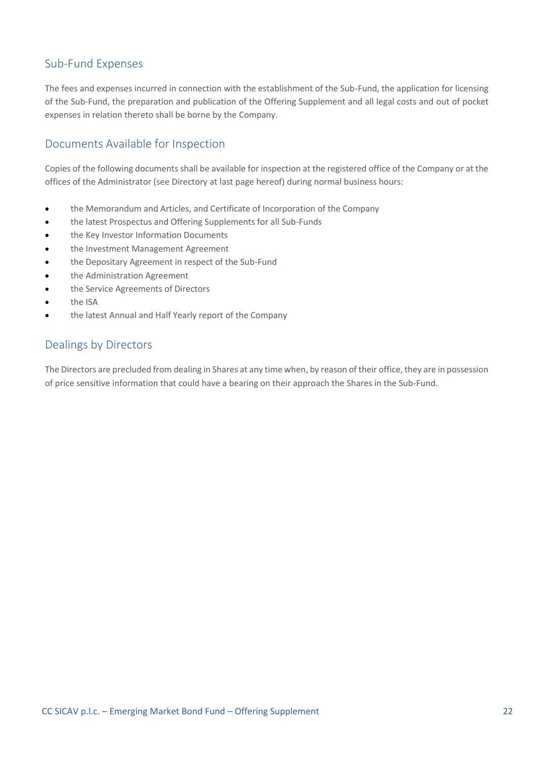## Sub-Fund Expenses

The fees and expenses incurred in connection with the establishment of the Sub-Fund, the application for licensing of the Sub-Fund, the preparation and publication of the Offering Supplement and all legal costs and out of pocket expenses in relation thereto shall be borne by the Company.

## Documents Available for Inspection

Copies of the following documents shall be available for inspection at the registered office of the Company or at the offices of the Administrator (see Directory at last page hereof) during normal business hours:

- the Memorandum and Articles, and Certificate of Incorporation of the Company
- the latest Prospectus and Offering Supplements for all Sub-Funds
- the Key Investor Information Documents
- the Investment Management Agreement
- the Depositary Agreement in respect of the Sub-Fund
- the Administration Agreement
- the Service Agreements of Directors
- the ISA
- the latest Annual and Half Yearly report of the Company

## Dealings by Directors

The Directors are precluded from dealing in Shares at any time when, by reason of their office, they are in possession of price sensitive information that could have a bearing on their approach the Shares in the Sub-Fund.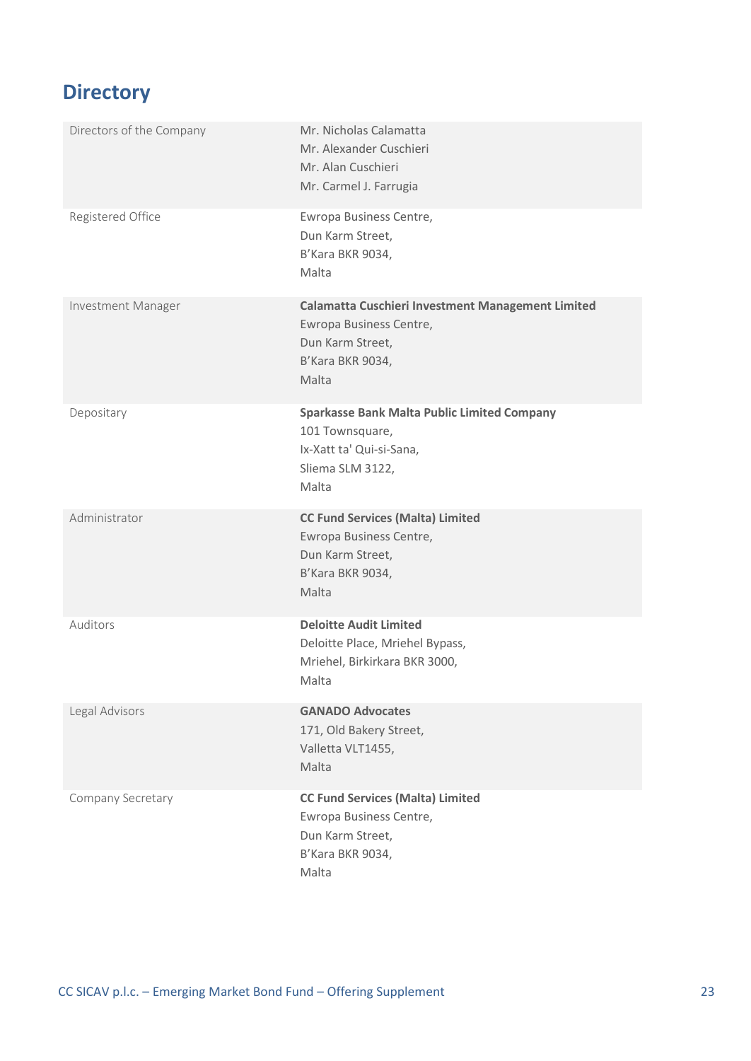## Directory

| | |
|---|---|
| Directors of the Company | Mr. Nicholas Calamatta<br>Mr. Alexander Cuschieri<br>Mr. Alan Cuschieri<br>Mr. Carmel J. Farrugia |
| Registered Office | Ewropa Business Centre,<br>Dun Karm Street,<br>B'Kara BKR 9034,<br>Malta |
| Investment Manager | **Calamatta Cuschieri Investment Management Limited**<br>Ewropa Business Centre,<br>Dun Karm Street,<br>B'Kara BKR 9034,<br>Malta |
| Depositary | **Sparkasse Bank Malta Public Limited Company**<br>101 Townsquare,<br>Ix-Xatt ta' Qui-si-Sana,<br>Sliema SLM 3122,<br>Malta |
| Administrator | **CC Fund Services (Malta) Limited**<br>Ewropa Business Centre,<br>Dun Karm Street,<br>B'Kara BKR 9034,<br>Malta |
| Auditors | **Deloitte Audit Limited**<br>Deloitte Place, Mriehel Bypass,<br>Mriehel, Birkirkara BKR 3000,<br>Malta |
| Legal Advisors | **GANADO Advocates**<br>171, Old Bakery Street,<br>Valletta VLT1455,<br>Malta |
| Company Secretary | **CC Fund Services (Malta) Limited**<br>Ewropa Business Centre,<br>Dun Karm Street,<br>B'Kara BKR 9034,<br>Malta |